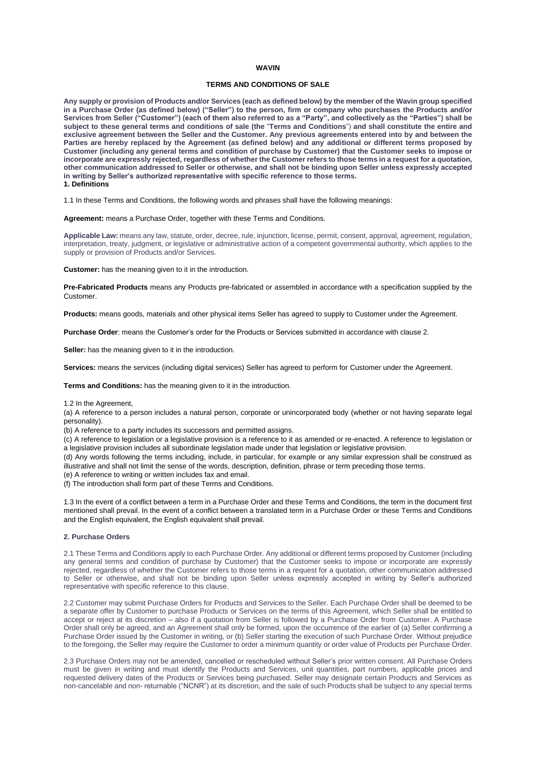# WAVIN

## TERMS AND CONDITIONS OF SALE

**Any supply or provision of Products and/or Services (each as defined below) by the member of the Wavin group specified in a Purchase Order (as defined below) ("Seller") to the person, firm or company who purchases the Products and/or Services from Seller ("Customer") (each of them also referred to as a "Party", and collectively as the "Parties") shall be subject to these general terms and conditions of sale (the "Terms and Conditions") and shall constitute the entire and exclusive agreement between the Seller and the Customer. Any previous agreements entered into by and between the Parties are hereby replaced by the Agreement (as defined below) and any additional or different terms proposed by Customer (including any general terms and condition of purchase by Customer) that the Customer seeks to impose or incorporate are expressly rejected, regardless of whether the Customer refers to those terms in a request for a quotation, other communication addressed to Seller or otherwise, and shall not be binding upon Seller unless expressly accepted in writing by Seller's authorized representative with specific reference to those terms.**

**1. Definitions**

1.1 In these Terms and Conditions, the following words and phrases shall have the following meanings:

**Agreement:** means a Purchase Order, together with these Terms and Conditions.

**Applicable Law:** means any law, statute, order, decree, rule, injunction, license, permit, consent, approval, agreement, regulation, interpretation, treaty, judgment, or legislative or administrative action of a competent governmental authority, which applies to the supply or provision of Products and/or Services.

**Customer:** has the meaning given to it in the introduction.

**Pre-Fabricated Products** means any Products pre-fabricated or assembled in accordance with a specification supplied by the Customer.

**Products:** means goods, materials and other physical items Seller has agreed to supply to Customer under the Agreement.

**Purchase Order**: means the Customer's order for the Products or Services submitted in accordance with clause 2.

**Seller:** has the meaning given to it in the introduction.

**Services:** means the services (including digital services) Seller has agreed to perform for Customer under the Agreement.

**Terms and Conditions:** has the meaning given to it in the introduction.

1.2 In the Agreement,

(a) A reference to a person includes a natural person, corporate or unincorporated body (whether or not having separate legal personality).

(b) A reference to a party includes its successors and permitted assigns.

(c) A reference to legislation or a legislative provision is a reference to it as amended or re-enacted. A reference to legislation or a legislative provision includes all subordinate legislation made under that legislation or legislative provision.

(d) Any words following the terms including, include, in particular, for example or any similar expression shall be construed as illustrative and shall not limit the sense of the words, description, definition, phrase or term preceding those terms.

(e) A reference to writing or written includes fax and email.

(f) The introduction shall form part of these Terms and Conditions.

1.3 In the event of a conflict between a term in a Purchase Order and these Terms and Conditions, the term in the document first mentioned shall prevail. In the event of a conflict between a translated term in a Purchase Order or these Terms and Conditions and the English equivalent, the English equivalent shall prevail.

**2. Purchase Orders**

2.1 These Terms and Conditions apply to each Purchase Order. Any additional or different terms proposed by Customer (including any general terms and condition of purchase by Customer) that the Customer seeks to impose or incorporate are expressly rejected, regardless of whether the Customer refers to those terms in a request for a quotation, other communication addressed to Seller or otherwise, and shall not be binding upon Seller unless expressly accepted in writing by Seller's authorized representative with specific reference to this clause.

2.2 Customer may submit Purchase Orders for Products and Services to the Seller. Each Purchase Order shall be deemed to be a separate offer by Customer to purchase Products or Services on the terms of this Agreement, which Seller shall be entitled to accept or reject at its discretion – also if a quotation from Seller is followed by a Purchase Order from Customer. A Purchase Order shall only be agreed, and an Agreement shall only be formed, upon the occurrence of the earlier of (a) Seller confirming a Purchase Order issued by the Customer in writing, or (b) Seller starting the execution of such Purchase Order. Without prejudice to the foregoing, the Seller may require the Customer to order a minimum quantity or order value of Products per Purchase Order.

2.3 Purchase Orders may not be amended, cancelled or rescheduled without Seller's prior written consent. All Purchase Orders must be given in writing and must identify the Products and Services, unit quantities, part numbers, applicable prices and requested delivery dates of the Products or Services being purchased. Seller may designate certain Products and Services as non-cancelable and non- returnable ("NCNR") at its discretion, and the sale of such Products shall be subject to any special terms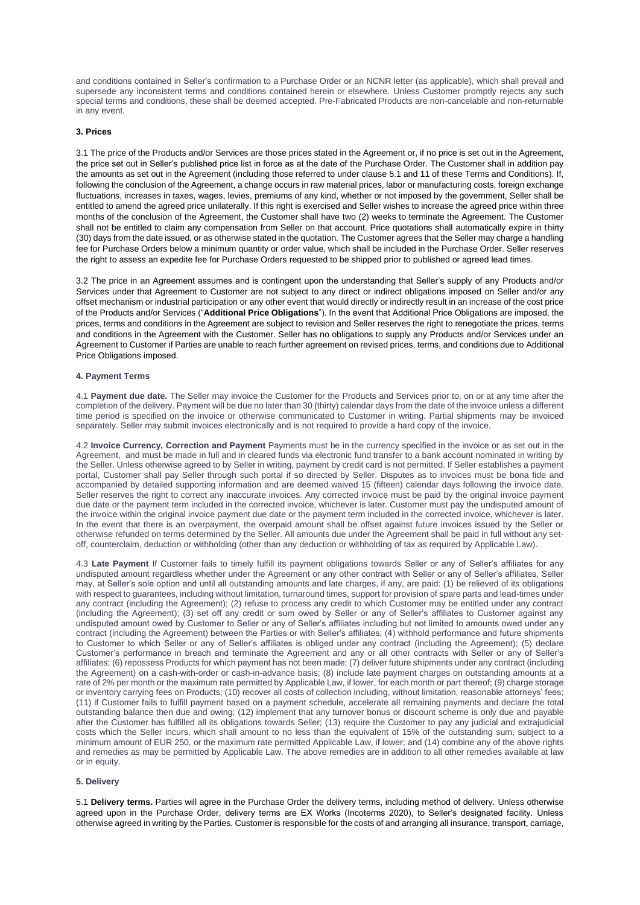and conditions contained in Seller's confirmation to a Purchase Order or an NCNR letter (as applicable), which shall prevail and supersede any inconsistent terms and conditions contained herein or elsewhere. Unless Customer promptly rejects any such special terms and conditions, these shall be deemed accepted. Pre-Fabricated Products are non-cancelable and non-returnable in any event.

### 3. Prices

3.1 The price of the Products and/or Services are those prices stated in the Agreement or, if no price is set out in the Agreement, the price set out in Seller's published price list in force as at the date of the Purchase Order. The Customer shall in addition pay the amounts as set out in the Agreement (including those referred to under clause 5.1 and 11 of these Terms and Conditions). If, following the conclusion of the Agreement, a change occurs in raw material prices, labor or manufacturing costs, foreign exchange fluctuations, increases in taxes, wages, levies, premiums of any kind, whether or not imposed by the government, Seller shall be entitled to amend the agreed price unilaterally. If this right is exercised and Seller wishes to increase the agreed price within three months of the conclusion of the Agreement, the Customer shall have two (2) weeks to terminate the Agreement. The Customer shall not be entitled to claim any compensation from Seller on that account. Price quotations shall automatically expire in thirty (30) days from the date issued, or as otherwise stated in the quotation. The Customer agrees that the Seller may charge a handling fee for Purchase Orders below a minimum quantity or order value, which shall be included in the Purchase Order. Seller reserves the right to assess an expedite fee for Purchase Orders requested to be shipped prior to published or agreed lead times.

3.2 The price in an Agreement assumes and is contingent upon the understanding that Seller's supply of any Products and/or Services under that Agreement to Customer are not subject to any direct or indirect obligations imposed on Seller and/or any offset mechanism or industrial participation or any other event that would directly or indirectly result in an increase of the cost price of the Products and/or Services ("**Additional Price Obligations**"). In the event that Additional Price Obligations are imposed, the prices, terms and conditions in the Agreement are subject to revision and Seller reserves the right to renegotiate the prices, terms and conditions in the Agreement with the Customer. Seller has no obligations to supply any Products and/or Services under an Agreement to Customer if Parties are unable to reach further agreement on revised prices, terms, and conditions due to Additional Price Obligations imposed.

### 4. Payment Terms

4.1 **Payment due date.** The Seller may invoice the Customer for the Products and Services prior to, on or at any time after the completion of the delivery. Payment will be due no later than 30 (thirty) calendar days from the date of the invoice unless a different time period is specified on the invoice or otherwise communicated to Customer in writing. Partial shipments may be invoiced separately. Seller may submit invoices electronically and is not required to provide a hard copy of the invoice.

4.2 **Invoice Currency, Correction and Payment** Payments must be in the currency specified in the invoice or as set out in the Agreement, and must be made in full and in cleared funds via electronic fund transfer to a bank account nominated in writing by the Seller. Unless otherwise agreed to by Seller in writing, payment by credit card is not permitted. If Seller establishes a payment portal, Customer shall pay Seller through such portal if so directed by Seller. Disputes as to invoices must be bona fide and accompanied by detailed supporting information and are deemed waived 15 (fifteen) calendar days following the invoice date. Seller reserves the right to correct any inaccurate invoices. Any corrected invoice must be paid by the original invoice payment due date or the payment term included in the corrected invoice, whichever is later. Customer must pay the undisputed amount of the invoice within the original invoice payment due date or the payment term included in the corrected invoice, whichever is later. In the event that there is an overpayment, the overpaid amount shall be offset against future invoices issued by the Seller or otherwise refunded on terms determined by the Seller. All amounts due under the Agreement shall be paid in full without any set-off, counterclaim, deduction or withholding (other than any deduction or withholding of tax as required by Applicable Law).

4.3 **Late Payment** If Customer fails to timely fulfill its payment obligations towards Seller or any of Seller's affiliates for any undisputed amount regardless whether under the Agreement or any other contract with Seller or any of Seller's affiliates, Seller may, at Seller's sole option and until all outstanding amounts and late charges, if any, are paid: (1) be relieved of its obligations with respect to guarantees, including without limitation, turnaround times, support for provision of spare parts and lead-times under any contract (including the Agreement); (2) refuse to process any credit to which Customer may be entitled under any contract (including the Agreement); (3) set off any credit or sum owed by Seller or any of Seller's affiliates to Customer against any undisputed amount owed by Customer to Seller or any of Seller's affiliates including but not limited to amounts owed under any contract (including the Agreement) between the Parties or with Seller's affiliates; (4) withhold performance and future shipments to Customer to which Seller or any of Seller's affiliates is obliged under any contract (including the Agreement); (5) declare Customer's performance in breach and terminate the Agreement and any or all other contracts with Seller or any of Seller's affiliates; (6) repossess Products for which payment has not been made; (7) deliver future shipments under any contract (including the Agreement) on a cash-with-order or cash-in-advance basis; (8) include late payment charges on outstanding amounts at a rate of 2% per month or the maximum rate permitted by Applicable Law, if lower, for each month or part thereof; (9) charge storage or inventory carrying fees on Products; (10) recover all costs of collection including, without limitation, reasonable attorneys' fees; (11) if Customer fails to fulfill payment based on a payment schedule, accelerate all remaining payments and declare the total outstanding balance then due and owing; (12) implement that any turnover bonus or discount scheme is only due and payable after the Customer has fulfilled all its obligations towards Seller; (13) require the Customer to pay any judicial and extrajudicial costs which the Seller incurs, which shall amount to no less than the equivalent of 15% of the outstanding sum, subject to a minimum amount of EUR 250, or the maximum rate permitted Applicable Law, if lower; and (14) combine any of the above rights and remedies as may be permitted by Applicable Law. The above remedies are in addition to all other remedies available at law or in equity.

### 5. Delivery

5.1 **Delivery terms.** Parties will agree in the Purchase Order the delivery terms, including method of delivery. Unless otherwise agreed upon in the Purchase Order, delivery terms are EX Works (Incoterms 2020), to Seller's designated facility. Unless otherwise agreed in writing by the Parties, Customer is responsible for the costs of and arranging all insurance, transport, carriage,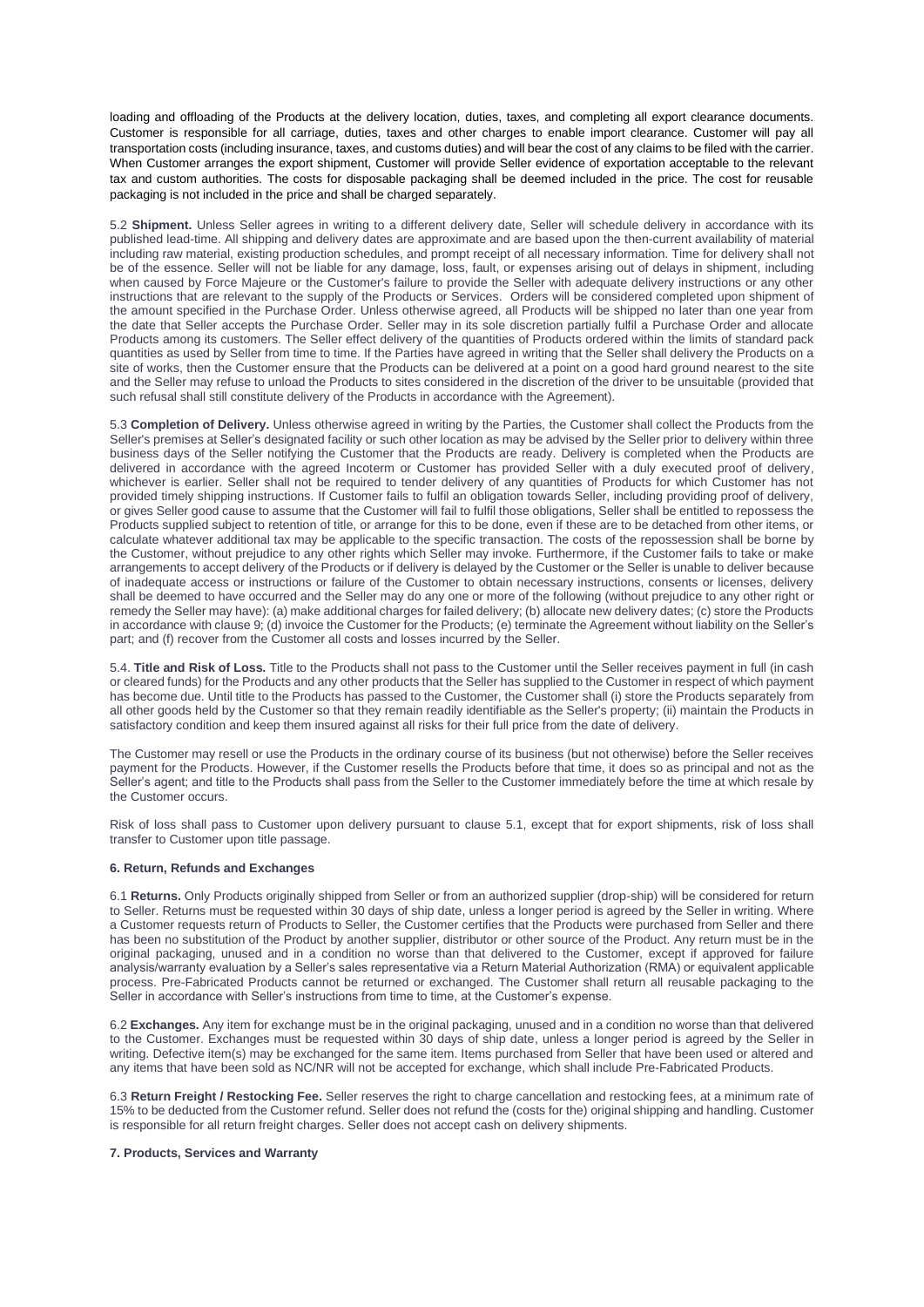loading and offloading of the Products at the delivery location, duties, taxes, and completing all export clearance documents. Customer is responsible for all carriage, duties, taxes and other charges to enable import clearance. Customer will pay all transportation costs (including insurance, taxes, and customs duties) and will bear the cost of any claims to be filed with the carrier. When Customer arranges the export shipment, Customer will provide Seller evidence of exportation acceptable to the relevant tax and custom authorities. The costs for disposable packaging shall be deemed included in the price. The cost for reusable packaging is not included in the price and shall be charged separately.

5.2 **Shipment.** Unless Seller agrees in writing to a different delivery date, Seller will schedule delivery in accordance with its published lead-time. All shipping and delivery dates are approximate and are based upon the then-current availability of material including raw material, existing production schedules, and prompt receipt of all necessary information. Time for delivery shall not be of the essence. Seller will not be liable for any damage, loss, fault, or expenses arising out of delays in shipment, including when caused by Force Majeure or the Customer's failure to provide the Seller with adequate delivery instructions or any other instructions that are relevant to the supply of the Products or Services. Orders will be considered completed upon shipment of the amount specified in the Purchase Order. Unless otherwise agreed, all Products will be shipped no later than one year from the date that Seller accepts the Purchase Order. Seller may in its sole discretion partially fulfil a Purchase Order and allocate Products among its customers. The Seller effect delivery of the quantities of Products ordered within the limits of standard pack quantities as used by Seller from time to time. If the Parties have agreed in writing that the Seller shall delivery the Products on a site of works, then the Customer ensure that the Products can be delivered at a point on a good hard ground nearest to the site and the Seller may refuse to unload the Products to sites considered in the discretion of the driver to be unsuitable (provided that such refusal shall still constitute delivery of the Products in accordance with the Agreement).

5.3 **Completion of Delivery.** Unless otherwise agreed in writing by the Parties, the Customer shall collect the Products from the Seller's premises at Seller's designated facility or such other location as may be advised by the Seller prior to delivery within three business days of the Seller notifying the Customer that the Products are ready. Delivery is completed when the Products are delivered in accordance with the agreed Incoterm or Customer has provided Seller with a duly executed proof of delivery, whichever is earlier. Seller shall not be required to tender delivery of any quantities of Products for which Customer has not provided timely shipping instructions. If Customer fails to fulfil an obligation towards Seller, including providing proof of delivery, or gives Seller good cause to assume that the Customer will fail to fulfil those obligations, Seller shall be entitled to repossess the Products supplied subject to retention of title, or arrange for this to be done, even if these are to be detached from other items, or calculate whatever additional tax may be applicable to the specific transaction. The costs of the repossession shall be borne by the Customer, without prejudice to any other rights which Seller may invoke. Furthermore, if the Customer fails to take or make arrangements to accept delivery of the Products or if delivery is delayed by the Customer or the Seller is unable to deliver because of inadequate access or instructions or failure of the Customer to obtain necessary instructions, consents or licenses, delivery shall be deemed to have occurred and the Seller may do any one or more of the following (without prejudice to any other right or remedy the Seller may have): (a) make additional charges for failed delivery; (b) allocate new delivery dates; (c) store the Products in accordance with clause 9; (d) invoice the Customer for the Products; (e) terminate the Agreement without liability on the Seller's part; and (f) recover from the Customer all costs and losses incurred by the Seller.

5.4. **Title and Risk of Loss.** Title to the Products shall not pass to the Customer until the Seller receives payment in full (in cash or cleared funds) for the Products and any other products that the Seller has supplied to the Customer in respect of which payment has become due. Until title to the Products has passed to the Customer, the Customer shall (i) store the Products separately from all other goods held by the Customer so that they remain readily identifiable as the Seller's property; (ii) maintain the Products in satisfactory condition and keep them insured against all risks for their full price from the date of delivery.

The Customer may resell or use the Products in the ordinary course of its business (but not otherwise) before the Seller receives payment for the Products. However, if the Customer resells the Products before that time, it does so as principal and not as the Seller's agent; and title to the Products shall pass from the Seller to the Customer immediately before the time at which resale by the Customer occurs.

Risk of loss shall pass to Customer upon delivery pursuant to clause 5.1, except that for export shipments, risk of loss shall transfer to Customer upon title passage.

## 6. Return, Refunds and Exchanges

6.1 **Returns.** Only Products originally shipped from Seller or from an authorized supplier (drop-ship) will be considered for return to Seller. Returns must be requested within 30 days of ship date, unless a longer period is agreed by the Seller in writing. Where a Customer requests return of Products to Seller, the Customer certifies that the Products were purchased from Seller and there has been no substitution of the Product by another supplier, distributor or other source of the Product. Any return must be in the original packaging, unused and in a condition no worse than that delivered to the Customer, except if approved for failure analysis/warranty evaluation by a Seller's sales representative via a Return Material Authorization (RMA) or equivalent applicable process. Pre-Fabricated Products cannot be returned or exchanged. The Customer shall return all reusable packaging to the Seller in accordance with Seller's instructions from time to time, at the Customer's expense.

6.2 **Exchanges.** Any item for exchange must be in the original packaging, unused and in a condition no worse than that delivered to the Customer. Exchanges must be requested within 30 days of ship date, unless a longer period is agreed by the Seller in writing. Defective item(s) may be exchanged for the same item. Items purchased from Seller that have been used or altered and any items that have been sold as NC/NR will not be accepted for exchange, which shall include Pre-Fabricated Products.

6.3 **Return Freight / Restocking Fee.** Seller reserves the right to charge cancellation and restocking fees, at a minimum rate of 15% to be deducted from the Customer refund. Seller does not refund the (costs for the) original shipping and handling. Customer is responsible for all return freight charges. Seller does not accept cash on delivery shipments.

## 7. Products, Services and Warranty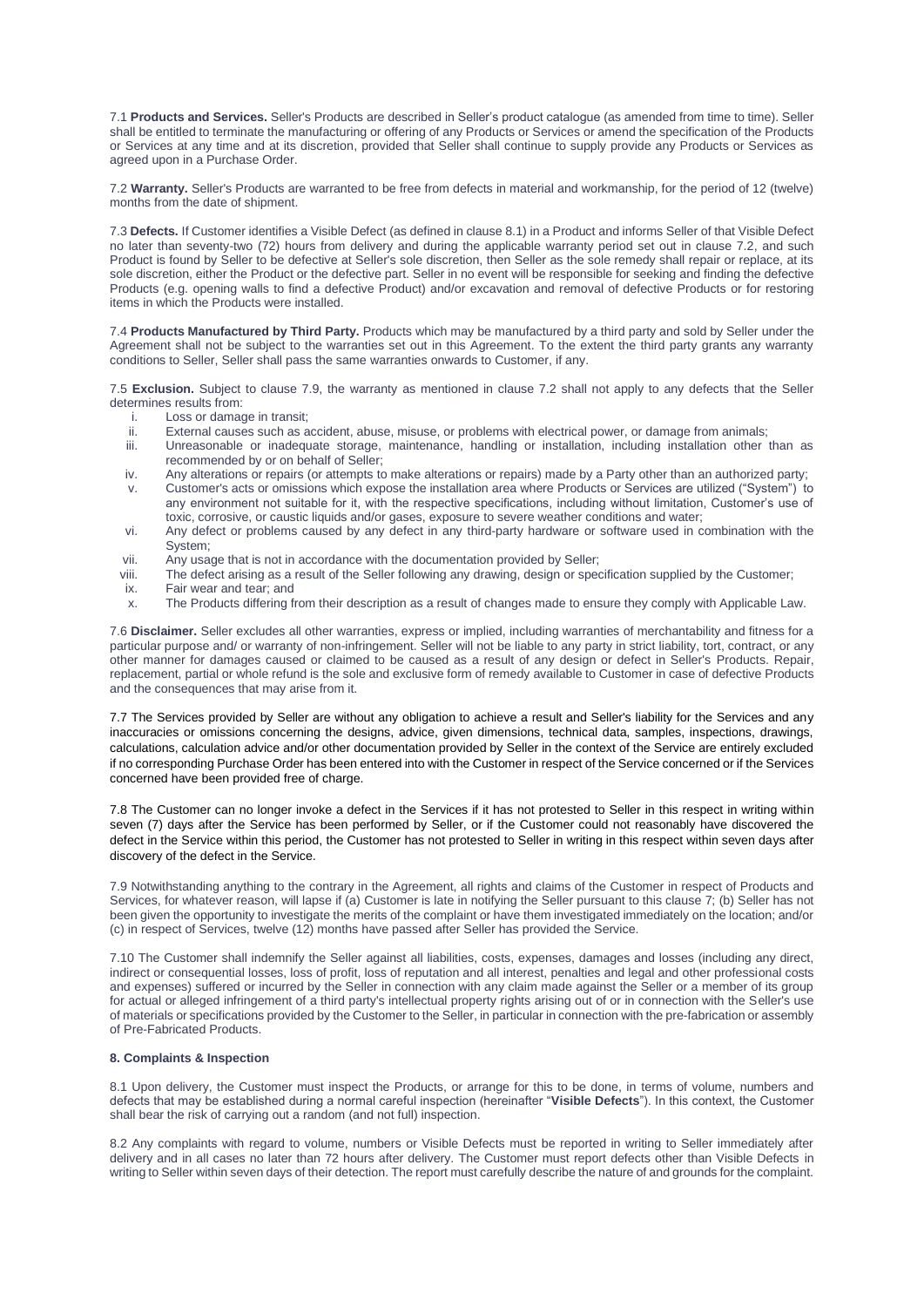7.1 **Products and Services.** Seller's Products are described in Seller's product catalogue (as amended from time to time). Seller shall be entitled to terminate the manufacturing or offering of any Products or Services or amend the specification of the Products or Services at any time and at its discretion, provided that Seller shall continue to supply provide any Products or Services as agreed upon in a Purchase Order.

7.2 **Warranty.** Seller's Products are warranted to be free from defects in material and workmanship, for the period of 12 (twelve) months from the date of shipment.

7.3 **Defects.** If Customer identifies a Visible Defect (as defined in clause 8.1) in a Product and informs Seller of that Visible Defect no later than seventy-two (72) hours from delivery and during the applicable warranty period set out in clause 7.2, and such Product is found by Seller to be defective at Seller's sole discretion, then Seller as the sole remedy shall repair or replace, at its sole discretion, either the Product or the defective part. Seller in no event will be responsible for seeking and finding the defective Products (e.g. opening walls to find a defective Product) and/or excavation and removal of defective Products or for restoring items in which the Products were installed.

7.4 **Products Manufactured by Third Party.** Products which may be manufactured by a third party and sold by Seller under the Agreement shall not be subject to the warranties set out in this Agreement. To the extent the third party grants any warranty conditions to Seller, Seller shall pass the same warranties onwards to Customer, if any.

7.5 **Exclusion.** Subject to clause 7.9, the warranty as mentioned in clause 7.2 shall not apply to any defects that the Seller determines results from:

i. Loss or damage in transit;
ii. External causes such as accident, abuse, misuse, or problems with electrical power, or damage from animals;
iii. Unreasonable or inadequate storage, maintenance, handling or installation, including installation other than as recommended by or on behalf of Seller;
iv. Any alterations or repairs (or attempts to make alterations or repairs) made by a Party other than an authorized party;
v. Customer's acts or omissions which expose the installation area where Products or Services are utilized ("System") to any environment not suitable for it, with the respective specifications, including without limitation, Customer's use of toxic, corrosive, or caustic liquids and/or gases, exposure to severe weather conditions and water;
vi. Any defect or problems caused by any defect in any third-party hardware or software used in combination with the System;
vii. Any usage that is not in accordance with the documentation provided by Seller;
viii. The defect arising as a result of the Seller following any drawing, design or specification supplied by the Customer;
ix. Fair wear and tear; and
x. The Products differing from their description as a result of changes made to ensure they comply with Applicable Law.

7.6 **Disclaimer.** Seller excludes all other warranties, express or implied, including warranties of merchantability and fitness for a particular purpose and/ or warranty of non-infringement. Seller will not be liable to any party in strict liability, tort, contract, or any other manner for damages caused or claimed to be caused as a result of any design or defect in Seller's Products. Repair, replacement, partial or whole refund is the sole and exclusive form of remedy available to Customer in case of defective Products and the consequences that may arise from it.

7.7 The Services provided by Seller are without any obligation to achieve a result and Seller's liability for the Services and any inaccuracies or omissions concerning the designs, advice, given dimensions, technical data, samples, inspections, drawings, calculations, calculation advice and/or other documentation provided by Seller in the context of the Service are entirely excluded if no corresponding Purchase Order has been entered into with the Customer in respect of the Service concerned or if the Services concerned have been provided free of charge.

7.8 The Customer can no longer invoke a defect in the Services if it has not protested to Seller in this respect in writing within seven (7) days after the Service has been performed by Seller, or if the Customer could not reasonably have discovered the defect in the Service within this period, the Customer has not protested to Seller in writing in this respect within seven days after discovery of the defect in the Service.

7.9 Notwithstanding anything to the contrary in the Agreement, all rights and claims of the Customer in respect of Products and Services, for whatever reason, will lapse if (a) Customer is late in notifying the Seller pursuant to this clause 7; (b) Seller has not been given the opportunity to investigate the merits of the complaint or have them investigated immediately on the location; and/or (c) in respect of Services, twelve (12) months have passed after Seller has provided the Service.

7.10 The Customer shall indemnify the Seller against all liabilities, costs, expenses, damages and losses (including any direct, indirect or consequential losses, loss of profit, loss of reputation and all interest, penalties and legal and other professional costs and expenses) suffered or incurred by the Seller in connection with any claim made against the Seller or a member of its group for actual or alleged infringement of a third party's intellectual property rights arising out of or in connection with the Seller's use of materials or specifications provided by the Customer to the Seller, in particular in connection with the pre-fabrication or assembly of Pre-Fabricated Products.

## 8. Complaints & Inspection

8.1 Upon delivery, the Customer must inspect the Products, or arrange for this to be done, in terms of volume, numbers and defects that may be established during a normal careful inspection (hereinafter "**Visible Defects**"). In this context, the Customer shall bear the risk of carrying out a random (and not full) inspection.

8.2 Any complaints with regard to volume, numbers or Visible Defects must be reported in writing to Seller immediately after delivery and in all cases no later than 72 hours after delivery. The Customer must report defects other than Visible Defects in writing to Seller within seven days of their detection. The report must carefully describe the nature of and grounds for the complaint.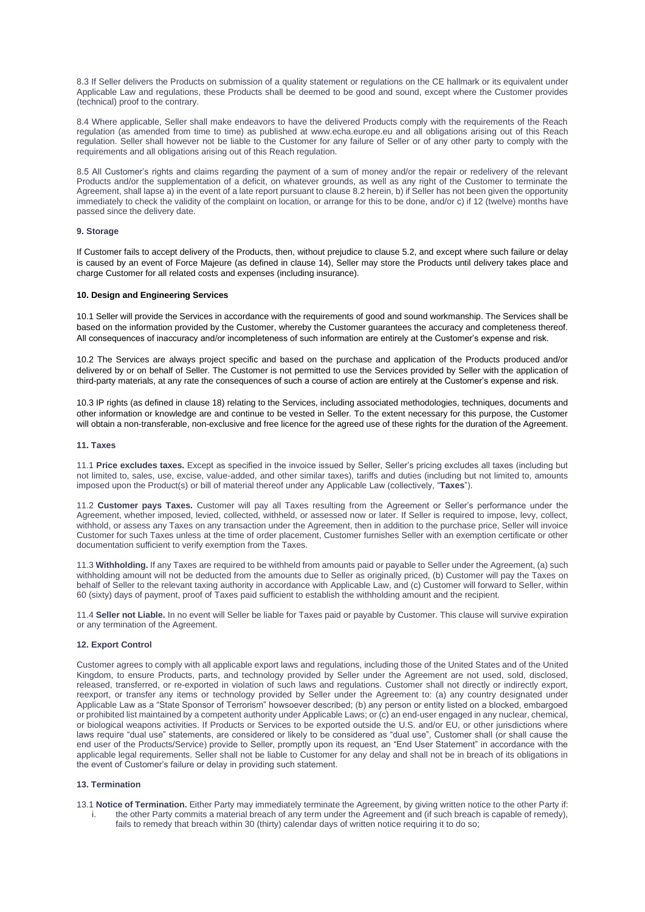8.3 If Seller delivers the Products on submission of a quality statement or regulations on the CE hallmark or its equivalent under Applicable Law and regulations, these Products shall be deemed to be good and sound, except where the Customer provides (technical) proof to the contrary.

8.4 Where applicable, Seller shall make endeavors to have the delivered Products comply with the requirements of the Reach regulation (as amended from time to time) as published at www.echa.europe.eu and all obligations arising out of this Reach regulation. Seller shall however not be liable to the Customer for any failure of Seller or of any other party to comply with the requirements and all obligations arising out of this Reach regulation.

8.5 All Customer's rights and claims regarding the payment of a sum of money and/or the repair or redelivery of the relevant Products and/or the supplementation of a deficit, on whatever grounds, as well as any right of the Customer to terminate the Agreement, shall lapse a) in the event of a late report pursuant to clause 8.2 herein, b) if Seller has not been given the opportunity immediately to check the validity of the complaint on location, or arrange for this to be done, and/or c) if 12 (twelve) months have passed since the delivery date.

### 9. Storage

If Customer fails to accept delivery of the Products, then, without prejudice to clause 5.2, and except where such failure or delay is caused by an event of Force Majeure (as defined in clause 14), Seller may store the Products until delivery takes place and charge Customer for all related costs and expenses (including insurance).

### 10. Design and Engineering Services

10.1 Seller will provide the Services in accordance with the requirements of good and sound workmanship. The Services shall be based on the information provided by the Customer, whereby the Customer guarantees the accuracy and completeness thereof. All consequences of inaccuracy and/or incompleteness of such information are entirely at the Customer's expense and risk.

10.2 The Services are always project specific and based on the purchase and application of the Products produced and/or delivered by or on behalf of Seller. The Customer is not permitted to use the Services provided by Seller with the application of third-party materials, at any rate the consequences of such a course of action are entirely at the Customer's expense and risk.

10.3 IP rights (as defined in clause 18) relating to the Services, including associated methodologies, techniques, documents and other information or knowledge are and continue to be vested in Seller. To the extent necessary for this purpose, the Customer will obtain a non-transferable, non-exclusive and free licence for the agreed use of these rights for the duration of the Agreement.

### 11. Taxes

11.1 **Price excludes taxes.** Except as specified in the invoice issued by Seller, Seller's pricing excludes all taxes (including but not limited to, sales, use, excise, value-added, and other similar taxes), tariffs and duties (including but not limited to, amounts imposed upon the Product(s) or bill of material thereof under any Applicable Law (collectively, "**Taxes**").

11.2 **Customer pays Taxes.** Customer will pay all Taxes resulting from the Agreement or Seller's performance under the Agreement, whether imposed, levied, collected, withheld, or assessed now or later. If Seller is required to impose, levy, collect, withhold, or assess any Taxes on any transaction under the Agreement, then in addition to the purchase price, Seller will invoice Customer for such Taxes unless at the time of order placement, Customer furnishes Seller with an exemption certificate or other documentation sufficient to verify exemption from the Taxes.

11.3 **Withholding.** If any Taxes are required to be withheld from amounts paid or payable to Seller under the Agreement, (a) such withholding amount will not be deducted from the amounts due to Seller as originally priced, (b) Customer will pay the Taxes on behalf of Seller to the relevant taxing authority in accordance with Applicable Law, and (c) Customer will forward to Seller, within 60 (sixty) days of payment, proof of Taxes paid sufficient to establish the withholding amount and the recipient.

11.4 **Seller not Liable.** In no event will Seller be liable for Taxes paid or payable by Customer. This clause will survive expiration or any termination of the Agreement.

### 12. Export Control

Customer agrees to comply with all applicable export laws and regulations, including those of the United States and of the United Kingdom, to ensure Products, parts, and technology provided by Seller under the Agreement are not used, sold, disclosed, released, transferred, or re-exported in violation of such laws and regulations. Customer shall not directly or indirectly export, reexport, or transfer any items or technology provided by Seller under the Agreement to: (a) any country designated under Applicable Law as a "State Sponsor of Terrorism" howsoever described; (b) any person or entity listed on a blocked, embargoed or prohibited list maintained by a competent authority under Applicable Laws; or (c) an end-user engaged in any nuclear, chemical, or biological weapons activities. If Products or Services to be exported outside the U.S. and/or EU, or other jurisdictions where laws require "dual use" statements, are considered or likely to be considered as "dual use", Customer shall (or shall cause the end user of the Products/Service) provide to Seller, promptly upon its request, an "End User Statement" in accordance with the applicable legal requirements. Seller shall not be liable to Customer for any delay and shall not be in breach of its obligations in the event of Customer's failure or delay in providing such statement.

### 13. Termination

13.1 **Notice of Termination.** Either Party may immediately terminate the Agreement, by giving written notice to the other Party if:

i. the other Party commits a material breach of any term under the Agreement and (if such breach is capable of remedy), fails to remedy that breach within 30 (thirty) calendar days of written notice requiring it to do so;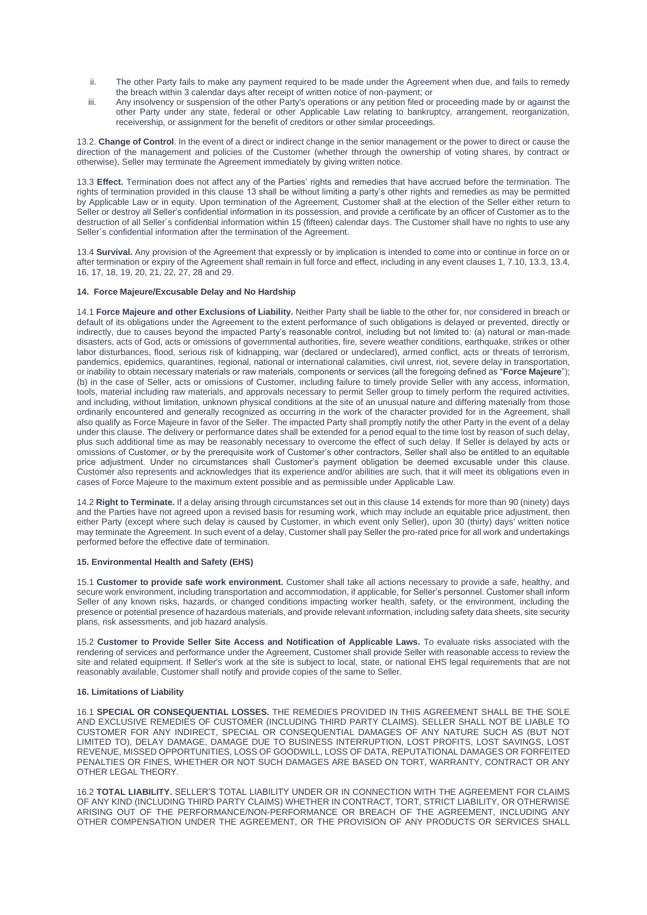ii. The other Party fails to make any payment required to be made under the Agreement when due, and fails to remedy the breach within 3 calendar days after receipt of written notice of non-payment; or

iii. Any insolvency or suspension of the other Party's operations or any petition filed or proceeding made by or against the other Party under any state, federal or other Applicable Law relating to bankruptcy, arrangement, reorganization, receivership, or assignment for the benefit of creditors or other similar proceedings.

13.2. **Change of Control**. In the event of a direct or indirect change in the senior management or the power to direct or cause the direction of the management and policies of the Customer (whether through the ownership of voting shares, by contract or otherwise), Seller may terminate the Agreement immediately by giving written notice.

13.3 **Effect.** Termination does not affect any of the Parties' rights and remedies that have accrued before the termination. The rights of termination provided in this clause 13 shall be without limiting a party's other rights and remedies as may be permitted by Applicable Law or in equity. Upon termination of the Agreement, Customer shall at the election of the Seller either return to Seller or destroy all Seller's confidential information in its possession, and provide a certificate by an officer of Customer as to the destruction of all Seller´s confidential information within 15 (fifteen) calendar days. The Customer shall have no rights to use any Seller´s confidential information after the termination of the Agreement.

13.4 **Survival.** Any provision of the Agreement that expressly or by implication is intended to come into or continue in force on or after termination or expiry of the Agreement shall remain in full force and effect, including in any event clauses 1, 7.10, 13.3, 13.4, 16, 17, 18, 19, 20, 21, 22, 27, 28 and 29.

#### 14. Force Majeure/Excusable Delay and No Hardship

14.1 **Force Majeure and other Exclusions of Liability.** Neither Party shall be liable to the other for, nor considered in breach or default of its obligations under the Agreement to the extent performance of such obligations is delayed or prevented, directly or indirectly, due to causes beyond the impacted Party's reasonable control, including but not limited to: (a) natural or man-made disasters, acts of God, acts or omissions of governmental authorities, fire, severe weather conditions, earthquake, strikes or other labor disturbances, flood, serious risk of kidnapping, war (declared or undeclared), armed conflict, acts or threats of terrorism, pandemics, epidemics, quarantines, regional, national or international calamities, civil unrest, riot, severe delay in transportation, or inability to obtain necessary materials or raw materials, components or services (all the foregoing defined as "**Force Majeure**"); (b) in the case of Seller, acts or omissions of Customer, including failure to timely provide Seller with any access, information, tools, material including raw materials, and approvals necessary to permit Seller group to timely perform the required activities, and including, without limitation, unknown physical conditions at the site of an unusual nature and differing materially from those ordinarily encountered and generally recognized as occurring in the work of the character provided for in the Agreement, shall also qualify as Force Majeure in favor of the Seller. The impacted Party shall promptly notify the other Party in the event of a delay under this clause. The delivery or performance dates shall be extended for a period equal to the time lost by reason of such delay, plus such additional time as may be reasonably necessary to overcome the effect of such delay. If Seller is delayed by acts or omissions of Customer, or by the prerequisite work of Customer's other contractors, Seller shall also be entitled to an equitable price adjustment. Under no circumstances shall Customer's payment obligation be deemed excusable under this clause. Customer also represents and acknowledges that its experience and/or abilities are such, that it will meet its obligations even in cases of Force Majeure to the maximum extent possible and as permissible under Applicable Law.

14.2 **Right to Terminate.** If a delay arising through circumstances set out in this clause 14 extends for more than 90 (ninety) days and the Parties have not agreed upon a revised basis for resuming work, which may include an equitable price adjustment, then either Party (except where such delay is caused by Customer, in which event only Seller), upon 30 (thirty) days' written notice may terminate the Agreement. In such event of a delay, Customer shall pay Seller the pro-rated price for all work and undertakings performed before the effective date of termination.

#### 15. Environmental Health and Safety (EHS)

15.1 **Customer to provide safe work environment.** Customer shall take all actions necessary to provide a safe, healthy, and secure work environment, including transportation and accommodation, if applicable, for Seller's personnel. Customer shall inform Seller of any known risks, hazards, or changed conditions impacting worker health, safety, or the environment, including the presence or potential presence of hazardous materials, and provide relevant information, including safety data sheets, site security plans, risk assessments, and job hazard analysis.

15.2 **Customer to Provide Seller Site Access and Notification of Applicable Laws.** To evaluate risks associated with the rendering of services and performance under the Agreement, Customer shall provide Seller with reasonable access to review the site and related equipment. If Seller's work at the site is subject to local, state, or national EHS legal requirements that are not reasonably available, Customer shall notify and provide copies of the same to Seller.

#### 16. Limitations of Liability

16.1 **SPECIAL OR CONSEQUENTIAL LOSSES.** THE REMEDIES PROVIDED IN THIS AGREEMENT SHALL BE THE SOLE AND EXCLUSIVE REMEDIES OF CUSTOMER (INCLUDING THIRD PARTY CLAIMS). SELLER SHALL NOT BE LIABLE TO CUSTOMER FOR ANY INDIRECT, SPECIAL OR CONSEQUENTIAL DAMAGES OF ANY NATURE SUCH AS (BUT NOT LIMITED TO), DELAY DAMAGE, DAMAGE DUE TO BUSINESS INTERRUPTION, LOST PROFITS, LOST SAVINGS, LOST REVENUE, MISSED OPPORTUNITIES, LOSS OF GOODWILL, LOSS OF DATA, REPUTATIONAL DAMAGES OR FORFEITED PENALTIES OR FINES, WHETHER OR NOT SUCH DAMAGES ARE BASED ON TORT, WARRANTY, CONTRACT OR ANY OTHER LEGAL THEORY.

16.2 **TOTAL LIABILITY.** SELLER'S TOTAL LIABILITY UNDER OR IN CONNECTION WITH THE AGREEMENT FOR CLAIMS OF ANY KIND (INCLUDING THIRD PARTY CLAIMS) WHETHER IN CONTRACT, TORT, STRICT LIABILITY, OR OTHERWISE ARISING OUT OF THE PERFORMANCE/NON-PERFORMANCE OR BREACH OF THE AGREEMENT, INCLUDING ANY OTHER COMPENSATION UNDER THE AGREEMENT, OR THE PROVISION OF ANY PRODUCTS OR SERVICES SHALL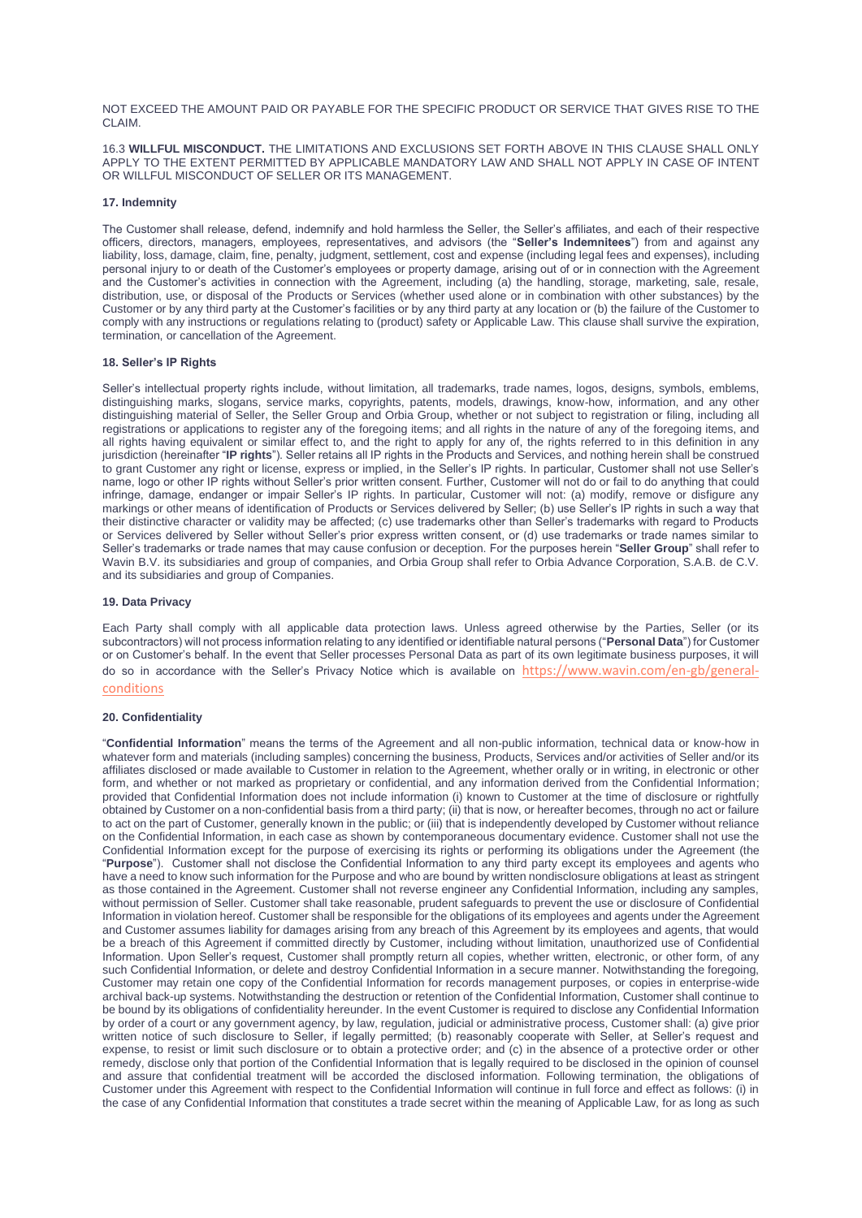NOT EXCEED THE AMOUNT PAID OR PAYABLE FOR THE SPECIFIC PRODUCT OR SERVICE THAT GIVES RISE TO THE CLAIM.

16.3 **WILLFUL MISCONDUCT.** THE LIMITATIONS AND EXCLUSIONS SET FORTH ABOVE IN THIS CLAUSE SHALL ONLY APPLY TO THE EXTENT PERMITTED BY APPLICABLE MANDATORY LAW AND SHALL NOT APPLY IN CASE OF INTENT OR WILLFUL MISCONDUCT OF SELLER OR ITS MANAGEMENT.

### 17. Indemnity

The Customer shall release, defend, indemnify and hold harmless the Seller, the Seller's affiliates, and each of their respective officers, directors, managers, employees, representatives, and advisors (the "**Seller's Indemnitees**") from and against any liability, loss, damage, claim, fine, penalty, judgment, settlement, cost and expense (including legal fees and expenses), including personal injury to or death of the Customer's employees or property damage, arising out of or in connection with the Agreement and the Customer's activities in connection with the Agreement, including (a) the handling, storage, marketing, sale, resale, distribution, use, or disposal of the Products or Services (whether used alone or in combination with other substances) by the Customer or by any third party at the Customer's facilities or by any third party at any location or (b) the failure of the Customer to comply with any instructions or regulations relating to (product) safety or Applicable Law. This clause shall survive the expiration, termination, or cancellation of the Agreement.

### 18. Seller's IP Rights

Seller's intellectual property rights include, without limitation, all trademarks, trade names, logos, designs, symbols, emblems, distinguishing marks, slogans, service marks, copyrights, patents, models, drawings, know-how, information, and any other distinguishing material of Seller, the Seller Group and Orbia Group, whether or not subject to registration or filing, including all registrations or applications to register any of the foregoing items; and all rights in the nature of any of the foregoing items, and all rights having equivalent or similar effect to, and the right to apply for any of, the rights referred to in this definition in any jurisdiction (hereinafter "**IP rights**"). Seller retains all IP rights in the Products and Services, and nothing herein shall be construed to grant Customer any right or license, express or implied, in the Seller's IP rights. In particular, Customer shall not use Seller's name, logo or other IP rights without Seller's prior written consent. Further, Customer will not do or fail to do anything that could infringe, damage, endanger or impair Seller's IP rights. In particular, Customer will not: (a) modify, remove or disfigure any markings or other means of identification of Products or Services delivered by Seller; (b) use Seller's IP rights in such a way that their distinctive character or validity may be affected; (c) use trademarks other than Seller's trademarks with regard to Products or Services delivered by Seller without Seller's prior express written consent, or (d) use trademarks or trade names similar to Seller's trademarks or trade names that may cause confusion or deception. For the purposes herein "**Seller Group**" shall refer to Wavin B.V. its subsidiaries and group of companies, and Orbia Group shall refer to Orbia Advance Corporation, S.A.B. de C.V. and its subsidiaries and group of Companies.

### 19. Data Privacy

Each Party shall comply with all applicable data protection laws. Unless agreed otherwise by the Parties, Seller (or its subcontractors) will not process information relating to any identified or identifiable natural persons ("**Personal Data**") for Customer or on Customer's behalf. In the event that Seller processes Personal Data as part of its own legitimate business purposes, it will do so in accordance with the Seller's Privacy Notice which is available on https://www.wavin.com/en-gb/general-conditions

### 20. Confidentiality

"**Confidential Information**" means the terms of the Agreement and all non-public information, technical data or know-how in whatever form and materials (including samples) concerning the business, Products, Services and/or activities of Seller and/or its affiliates disclosed or made available to Customer in relation to the Agreement, whether orally or in writing, in electronic or other form, and whether or not marked as proprietary or confidential, and any information derived from the Confidential Information; provided that Confidential Information does not include information (i) known to Customer at the time of disclosure or rightfully obtained by Customer on a non-confidential basis from a third party; (ii) that is now, or hereafter becomes, through no act or failure to act on the part of Customer, generally known in the public; or (iii) that is independently developed by Customer without reliance on the Confidential Information, in each case as shown by contemporaneous documentary evidence. Customer shall not use the Confidential Information except for the purpose of exercising its rights or performing its obligations under the Agreement (the "**Purpose**"). Customer shall not disclose the Confidential Information to any third party except its employees and agents who have a need to know such information for the Purpose and who are bound by written nondisclosure obligations at least as stringent as those contained in the Agreement. Customer shall not reverse engineer any Confidential Information, including any samples, without permission of Seller. Customer shall take reasonable, prudent safeguards to prevent the use or disclosure of Confidential Information in violation hereof. Customer shall be responsible for the obligations of its employees and agents under the Agreement and Customer assumes liability for damages arising from any breach of this Agreement by its employees and agents, that would be a breach of this Agreement if committed directly by Customer, including without limitation, unauthorized use of Confidential Information. Upon Seller's request, Customer shall promptly return all copies, whether written, electronic, or other form, of any such Confidential Information, or delete and destroy Confidential Information in a secure manner. Notwithstanding the foregoing, Customer may retain one copy of the Confidential Information for records management purposes, or copies in enterprise-wide archival back-up systems. Notwithstanding the destruction or retention of the Confidential Information, Customer shall continue to be bound by its obligations of confidentiality hereunder. In the event Customer is required to disclose any Confidential Information by order of a court or any government agency, by law, regulation, judicial or administrative process, Customer shall: (a) give prior written notice of such disclosure to Seller, if legally permitted; (b) reasonably cooperate with Seller, at Seller's request and expense, to resist or limit such disclosure or to obtain a protective order; and (c) in the absence of a protective order or other remedy, disclose only that portion of the Confidential Information that is legally required to be disclosed in the opinion of counsel and assure that confidential treatment will be accorded the disclosed information. Following termination, the obligations of Customer under this Agreement with respect to the Confidential Information will continue in full force and effect as follows: (i) in the case of any Confidential Information that constitutes a trade secret within the meaning of Applicable Law, for as long as such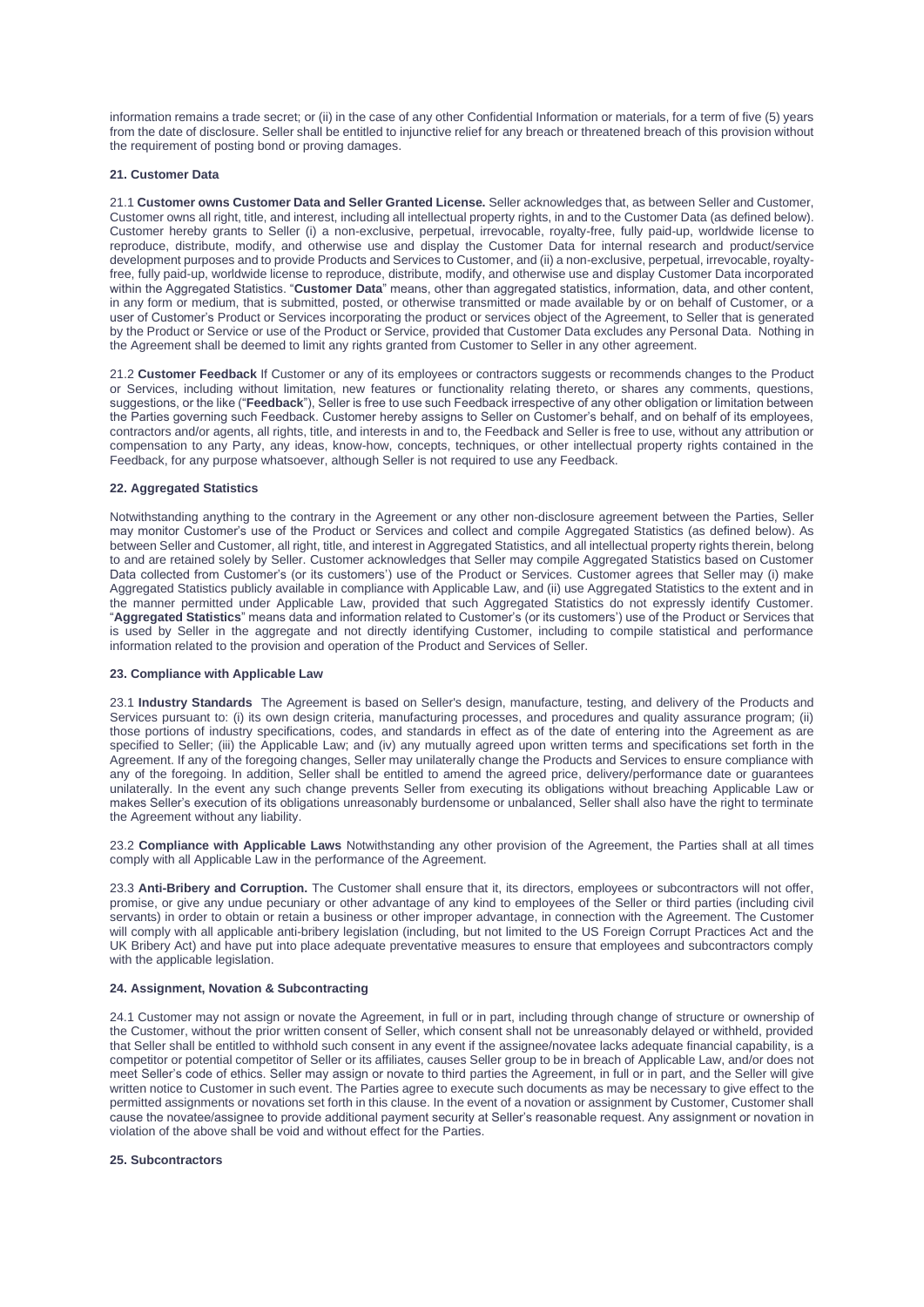information remains a trade secret; or (ii) in the case of any other Confidential Information or materials, for a term of five (5) years from the date of disclosure. Seller shall be entitled to injunctive relief for any breach or threatened breach of this provision without the requirement of posting bond or proving damages.

#### 21. Customer Data

21.1 **Customer owns Customer Data and Seller Granted License.** Seller acknowledges that, as between Seller and Customer, Customer owns all right, title, and interest, including all intellectual property rights, in and to the Customer Data (as defined below). Customer hereby grants to Seller (i) a non-exclusive, perpetual, irrevocable, royalty-free, fully paid-up, worldwide license to reproduce, distribute, modify, and otherwise use and display the Customer Data for internal research and product/service development purposes and to provide Products and Services to Customer, and (ii) a non-exclusive, perpetual, irrevocable, royalty-free, fully paid-up, worldwide license to reproduce, distribute, modify, and otherwise use and display Customer Data incorporated within the Aggregated Statistics. "**Customer Data**" means, other than aggregated statistics, information, data, and other content, in any form or medium, that is submitted, posted, or otherwise transmitted or made available by or on behalf of Customer, or a user of Customer's Product or Services incorporating the product or services object of the Agreement, to Seller that is generated by the Product or Service or use of the Product or Service, provided that Customer Data excludes any Personal Data. Nothing in the Agreement shall be deemed to limit any rights granted from Customer to Seller in any other agreement.

21.2 **Customer Feedback** If Customer or any of its employees or contractors suggests or recommends changes to the Product or Services, including without limitation, new features or functionality relating thereto, or shares any comments, questions, suggestions, or the like ("**Feedback**"), Seller is free to use such Feedback irrespective of any other obligation or limitation between the Parties governing such Feedback. Customer hereby assigns to Seller on Customer's behalf, and on behalf of its employees, contractors and/or agents, all rights, title, and interests in and to, the Feedback and Seller is free to use, without any attribution or compensation to any Party, any ideas, know-how, concepts, techniques, or other intellectual property rights contained in the Feedback, for any purpose whatsoever, although Seller is not required to use any Feedback.

#### 22. Aggregated Statistics

Notwithstanding anything to the contrary in the Agreement or any other non-disclosure agreement between the Parties, Seller may monitor Customer's use of the Product or Services and collect and compile Aggregated Statistics (as defined below). As between Seller and Customer, all right, title, and interest in Aggregated Statistics, and all intellectual property rights therein, belong to and are retained solely by Seller. Customer acknowledges that Seller may compile Aggregated Statistics based on Customer Data collected from Customer's (or its customers') use of the Product or Services. Customer agrees that Seller may (i) make Aggregated Statistics publicly available in compliance with Applicable Law, and (ii) use Aggregated Statistics to the extent and in the manner permitted under Applicable Law, provided that such Aggregated Statistics do not expressly identify Customer. "**Aggregated Statistics**" means data and information related to Customer's (or its customers') use of the Product or Services that is used by Seller in the aggregate and not directly identifying Customer, including to compile statistical and performance information related to the provision and operation of the Product and Services of Seller.

#### 23. Compliance with Applicable Law

23.1 **Industry Standards** The Agreement is based on Seller's design, manufacture, testing, and delivery of the Products and Services pursuant to: (i) its own design criteria, manufacturing processes, and procedures and quality assurance program; (ii) those portions of industry specifications, codes, and standards in effect as of the date of entering into the Agreement as are specified to Seller; (iii) the Applicable Law; and (iv) any mutually agreed upon written terms and specifications set forth in the Agreement. If any of the foregoing changes, Seller may unilaterally change the Products and Services to ensure compliance with any of the foregoing. In addition, Seller shall be entitled to amend the agreed price, delivery/performance date or guarantees unilaterally. In the event any such change prevents Seller from executing its obligations without breaching Applicable Law or makes Seller's execution of its obligations unreasonably burdensome or unbalanced, Seller shall also have the right to terminate the Agreement without any liability.

23.2 **Compliance with Applicable Laws** Notwithstanding any other provision of the Agreement, the Parties shall at all times comply with all Applicable Law in the performance of the Agreement.

23.3 **Anti-Bribery and Corruption.** The Customer shall ensure that it, its directors, employees or subcontractors will not offer, promise, or give any undue pecuniary or other advantage of any kind to employees of the Seller or third parties (including civil servants) in order to obtain or retain a business or other improper advantage, in connection with the Agreement. The Customer will comply with all applicable anti-bribery legislation (including, but not limited to the US Foreign Corrupt Practices Act and the UK Bribery Act) and have put into place adequate preventative measures to ensure that employees and subcontractors comply with the applicable legislation.

#### 24. Assignment, Novation & Subcontracting

24.1 Customer may not assign or novate the Agreement, in full or in part, including through change of structure or ownership of the Customer, without the prior written consent of Seller, which consent shall not be unreasonably delayed or withheld, provided that Seller shall be entitled to withhold such consent in any event if the assignee/novatee lacks adequate financial capability, is a competitor or potential competitor of Seller or its affiliates, causes Seller group to be in breach of Applicable Law, and/or does not meet Seller's code of ethics. Seller may assign or novate to third parties the Agreement, in full or in part, and the Seller will give written notice to Customer in such event. The Parties agree to execute such documents as may be necessary to give effect to the permitted assignments or novations set forth in this clause. In the event of a novation or assignment by Customer, Customer shall cause the novatee/assignee to provide additional payment security at Seller's reasonable request. Any assignment or novation in violation of the above shall be void and without effect for the Parties.

#### 25. Subcontractors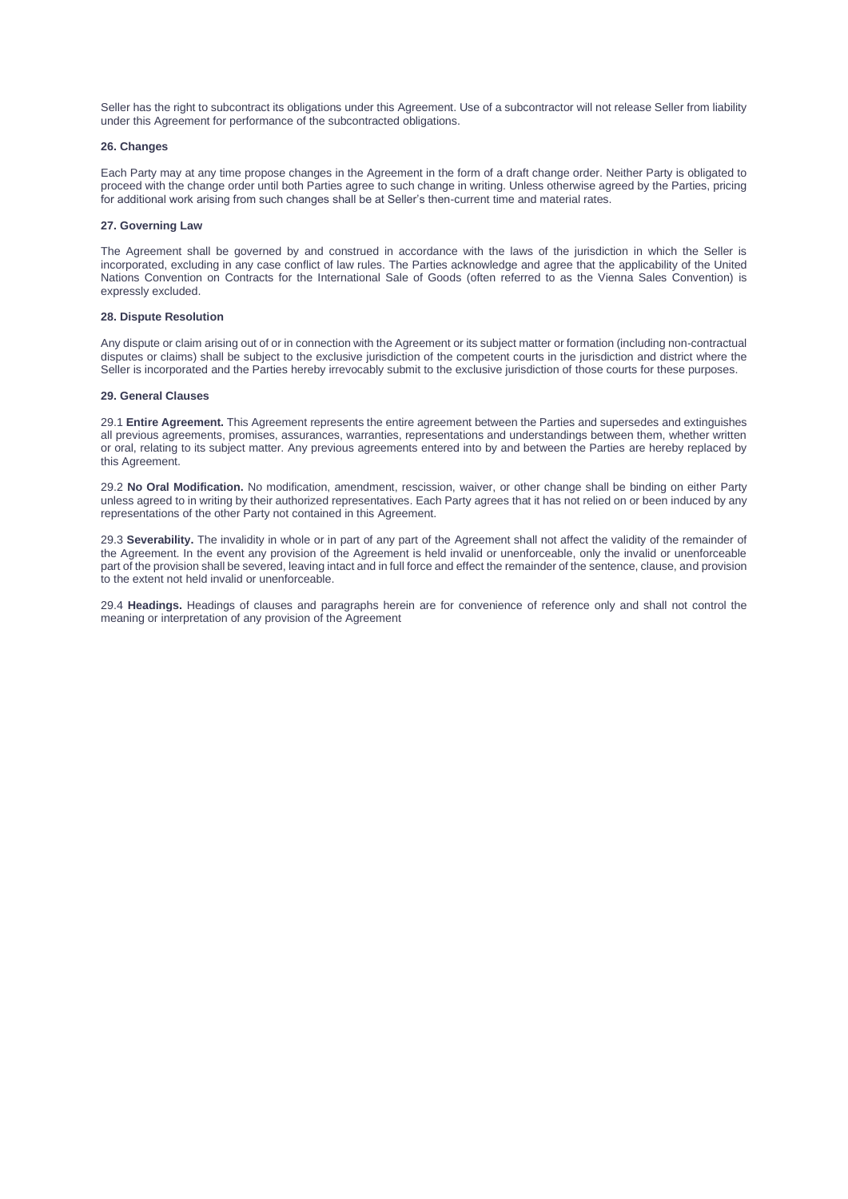Seller has the right to subcontract its obligations under this Agreement. Use of a subcontractor will not release Seller from liability under this Agreement for performance of the subcontracted obligations.

### 26. Changes

Each Party may at any time propose changes in the Agreement in the form of a draft change order. Neither Party is obligated to proceed with the change order until both Parties agree to such change in writing. Unless otherwise agreed by the Parties, pricing for additional work arising from such changes shall be at Seller's then-current time and material rates.

### 27. Governing Law

The Agreement shall be governed by and construed in accordance with the laws of the jurisdiction in which the Seller is incorporated, excluding in any case conflict of law rules. The Parties acknowledge and agree that the applicability of the United Nations Convention on Contracts for the International Sale of Goods (often referred to as the Vienna Sales Convention) is expressly excluded.

### 28. Dispute Resolution

Any dispute or claim arising out of or in connection with the Agreement or its subject matter or formation (including non-contractual disputes or claims) shall be subject to the exclusive jurisdiction of the competent courts in the jurisdiction and district where the Seller is incorporated and the Parties hereby irrevocably submit to the exclusive jurisdiction of those courts for these purposes.

### 29. General Clauses

29.1 **Entire Agreement.** This Agreement represents the entire agreement between the Parties and supersedes and extinguishes all previous agreements, promises, assurances, warranties, representations and understandings between them, whether written or oral, relating to its subject matter. Any previous agreements entered into by and between the Parties are hereby replaced by this Agreement.

29.2 **No Oral Modification.** No modification, amendment, rescission, waiver, or other change shall be binding on either Party unless agreed to in writing by their authorized representatives. Each Party agrees that it has not relied on or been induced by any representations of the other Party not contained in this Agreement.

29.3 **Severability.** The invalidity in whole or in part of any part of the Agreement shall not affect the validity of the remainder of the Agreement. In the event any provision of the Agreement is held invalid or unenforceable, only the invalid or unenforceable part of the provision shall be severed, leaving intact and in full force and effect the remainder of the sentence, clause, and provision to the extent not held invalid or unenforceable.

29.4 **Headings.** Headings of clauses and paragraphs herein are for convenience of reference only and shall not control the meaning or interpretation of any provision of the Agreement